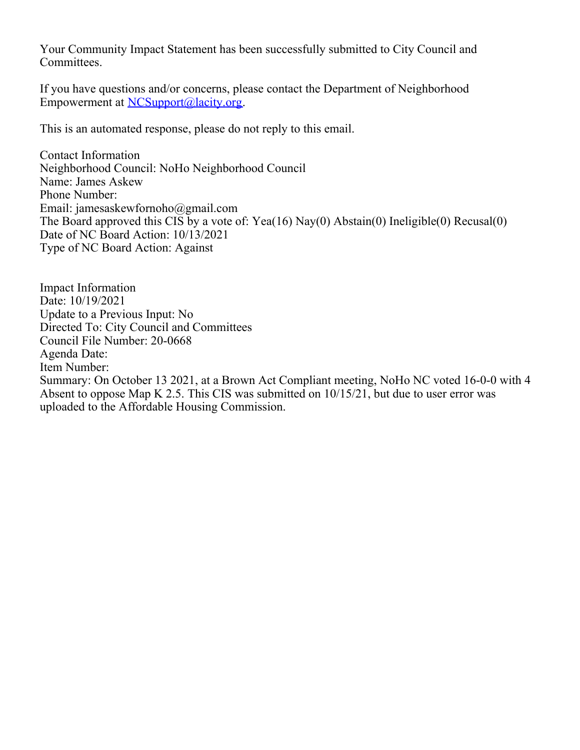Your Community Impact Statement has been successfully submitted to City Council and Committees.

If you have questions and/or concerns, please contact the Department of Neighborhood Empowerment at [NCSupport@lacity.org](mailto:NCSupport@lacity.org).

This is an automated response, please do not reply to this email.

Contact Information
Neighborhood Council: NoHo Neighborhood Council
Name: James Askew
Phone Number:
Email: jamesaskewfornoho@gmail.com
The Board approved this CIS by a vote of: Yea(16) Nay(0) Abstain(0) Ineligible(0) Recusal(0)
Date of NC Board Action: 10/13/2021
Type of NC Board Action: Against

Impact Information
Date: 10/19/2021
Update to a Previous Input: No
Directed To: City Council and Committees
Council File Number: 20-0668
Agenda Date:
Item Number:
Summary: On October 13 2021, at a Brown Act Compliant meeting, NoHo NC voted 16-0-0 with 4 Absent to oppose Map K 2.5. This CIS was submitted on 10/15/21, but due to user error was uploaded to the Affordable Housing Commission.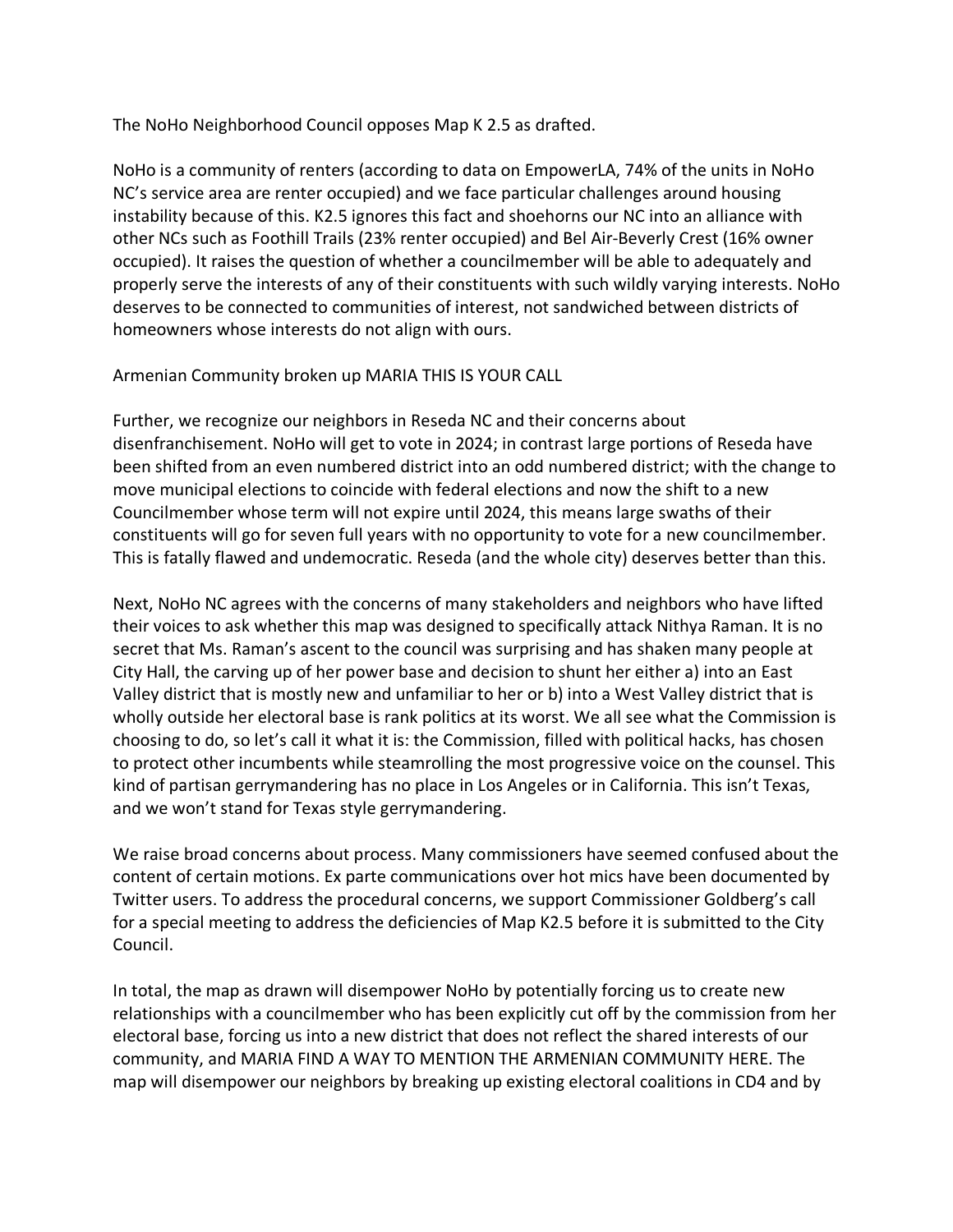The NoHo Neighborhood Council opposes Map K 2.5 as drafted.

NoHo is a community of renters (according to data on EmpowerLA, 74% of the units in NoHo NC's service area are renter occupied) and we face particular challenges around housing instability because of this. K2.5 ignores this fact and shoehorns our NC into an alliance with other NCs such as Foothill Trails (23% renter occupied) and Bel Air-Beverly Crest (16% owner occupied). It raises the question of whether a councilmember will be able to adequately and properly serve the interests of any of their constituents with such wildly varying interests. NoHo deserves to be connected to communities of interest, not sandwiched between districts of homeowners whose interests do not align with ours.

Armenian Community broken up MARIA THIS IS YOUR CALL

Further, we recognize our neighbors in Reseda NC and their concerns about disenfranchisement. NoHo will get to vote in 2024; in contrast large portions of Reseda have been shifted from an even numbered district into an odd numbered district; with the change to move municipal elections to coincide with federal elections and now the shift to a new Councilmember whose term will not expire until 2024, this means large swaths of their constituents will go for seven full years with no opportunity to vote for a new councilmember. This is fatally flawed and undemocratic. Reseda (and the whole city) deserves better than this.

Next, NoHo NC agrees with the concerns of many stakeholders and neighbors who have lifted their voices to ask whether this map was designed to specifically attack Nithya Raman. It is no secret that Ms. Raman's ascent to the council was surprising and has shaken many people at City Hall, the carving up of her power base and decision to shunt her either a) into an East Valley district that is mostly new and unfamiliar to her or b) into a West Valley district that is wholly outside her electoral base is rank politics at its worst. We all see what the Commission is choosing to do, so let's call it what it is: the Commission, filled with political hacks, has chosen to protect other incumbents while steamrolling the most progressive voice on the counsel. This kind of partisan gerrymandering has no place in Los Angeles or in California. This isn't Texas, and we won't stand for Texas style gerrymandering.

We raise broad concerns about process. Many commissioners have seemed confused about the content of certain motions. Ex parte communications over hot mics have been documented by Twitter users. To address the procedural concerns, we support Commissioner Goldberg's call for a special meeting to address the deficiencies of Map K2.5 before it is submitted to the City Council.

In total, the map as drawn will disempower NoHo by potentially forcing us to create new relationships with a councilmember who has been explicitly cut off by the commission from her electoral base, forcing us into a new district that does not reflect the shared interests of our community, and MARIA FIND A WAY TO MENTION THE ARMENIAN COMMUNITY HERE. The map will disempower our neighbors by breaking up existing electoral coalitions in CD4 and by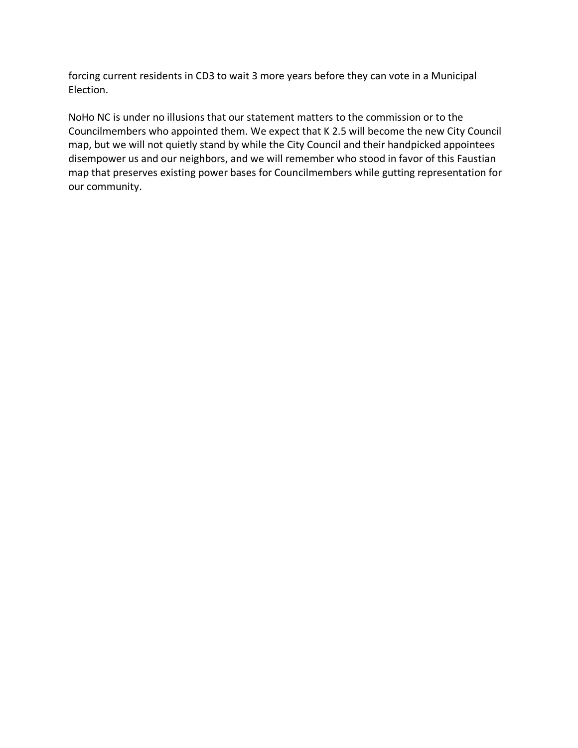forcing current residents in CD3 to wait 3 more years before they can vote in a Municipal Election.

NoHo NC is under no illusions that our statement matters to the commission or to the Councilmembers who appointed them. We expect that K 2.5 will become the new City Council map, but we will not quietly stand by while the City Council and their handpicked appointees disempower us and our neighbors, and we will remember who stood in favor of this Faustian map that preserves existing power bases for Councilmembers while gutting representation for our community.